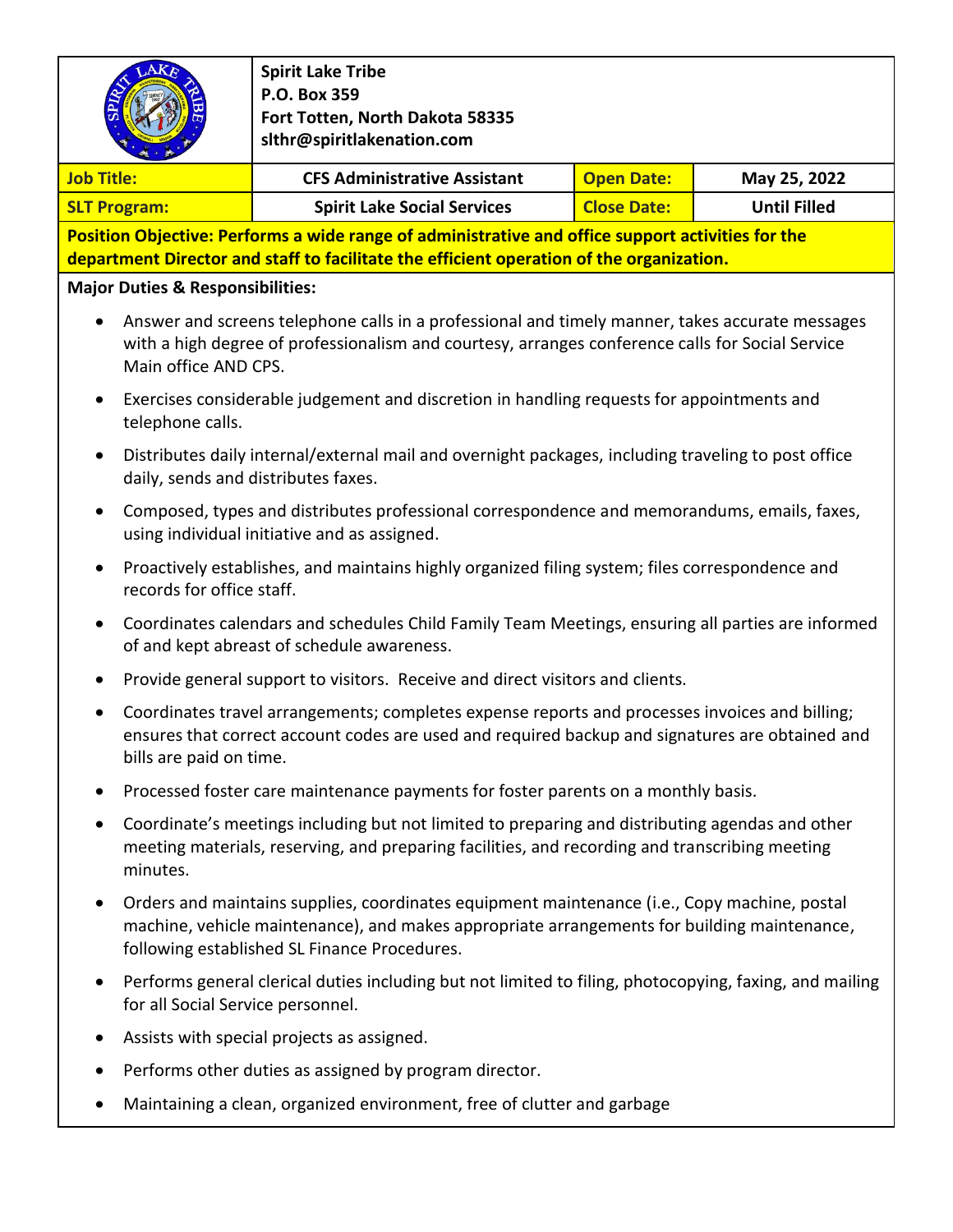**Spirit Lake Tribe**
**P.O. Box 359**
**Fort Totten, North Dakota 58335**
**slthr@spiritlakenation.com**

| **Job Title:** | **CFS Administrative Assistant** | **Open Date:** | **May 25, 2022** |
|---|---|---|---|
| **SLT Program:** | **Spirit Lake Social Services** | **Close Date:** | **Until Filled** |

**Position Objective: Performs a wide range of administrative and office support activities for the department Director and staff to facilitate the efficient operation of the organization.**

**Major Duties & Responsibilities:**

- Answer and screens telephone calls in a professional and timely manner, takes accurate messages with a high degree of professionalism and courtesy, arranges conference calls for Social Service Main office AND CPS.
- Exercises considerable judgement and discretion in handling requests for appointments and telephone calls.
- Distributes daily internal/external mail and overnight packages, including traveling to post office daily, sends and distributes faxes.
- Composed, types and distributes professional correspondence and memorandums, emails, faxes, using individual initiative and as assigned.
- Proactively establishes, and maintains highly organized filing system; files correspondence and records for office staff.
- Coordinates calendars and schedules Child Family Team Meetings, ensuring all parties are informed of and kept abreast of schedule awareness.
- Provide general support to visitors. Receive and direct visitors and clients.
- Coordinates travel arrangements; completes expense reports and processes invoices and billing; ensures that correct account codes are used and required backup and signatures are obtained and bills are paid on time.
- Processed foster care maintenance payments for foster parents on a monthly basis.
- Coordinate's meetings including but not limited to preparing and distributing agendas and other meeting materials, reserving, and preparing facilities, and recording and transcribing meeting minutes.
- Orders and maintains supplies, coordinates equipment maintenance (i.e., Copy machine, postal machine, vehicle maintenance), and makes appropriate arrangements for building maintenance, following established SL Finance Procedures.
- Performs general clerical duties including but not limited to filing, photocopying, faxing, and mailing for all Social Service personnel.
- Assists with special projects as assigned.
- Performs other duties as assigned by program director.
- Maintaining a clean, organized environment, free of clutter and garbage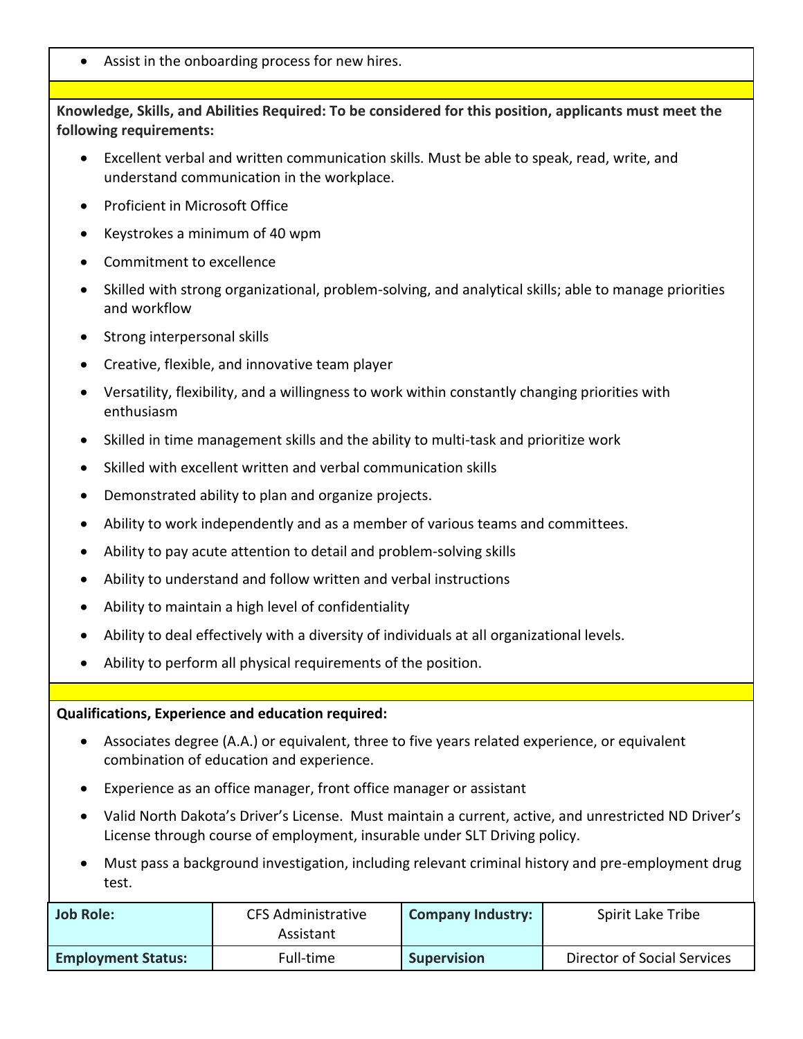- Assist in the onboarding process for new hires.

**Knowledge, Skills, and Abilities Required: To be considered for this position, applicants must meet the following requirements:**

- Excellent verbal and written communication skills. Must be able to speak, read, write, and understand communication in the workplace.
- Proficient in Microsoft Office
- Keystrokes a minimum of 40 wpm
- Commitment to excellence
- Skilled with strong organizational, problem-solving, and analytical skills; able to manage priorities and workflow
- Strong interpersonal skills
- Creative, flexible, and innovative team player
- Versatility, flexibility, and a willingness to work within constantly changing priorities with enthusiasm
- Skilled in time management skills and the ability to multi-task and prioritize work
- Skilled with excellent written and verbal communication skills
- Demonstrated ability to plan and organize projects.
- Ability to work independently and as a member of various teams and committees.
- Ability to pay acute attention to detail and problem-solving skills
- Ability to understand and follow written and verbal instructions
- Ability to maintain a high level of confidentiality
- Ability to deal effectively with a diversity of individuals at all organizational levels.
- Ability to perform all physical requirements of the position.

**Qualifications, Experience and education required:**

- Associates degree (A.A.) or equivalent, three to five years related experience, or equivalent combination of education and experience.
- Experience as an office manager, front office manager or assistant
- Valid North Dakota's Driver's License. Must maintain a current, active, and unrestricted ND Driver's License through course of employment, insurable under SLT Driving policy.
- Must pass a background investigation, including relevant criminal history and pre-employment drug test.

| **Job Role:** | CFS Administrative Assistant | **Company Industry:** | Spirit Lake Tribe |
|---|---|---|---|
| **Employment Status:** | Full-time | **Supervision** | Director of Social Services |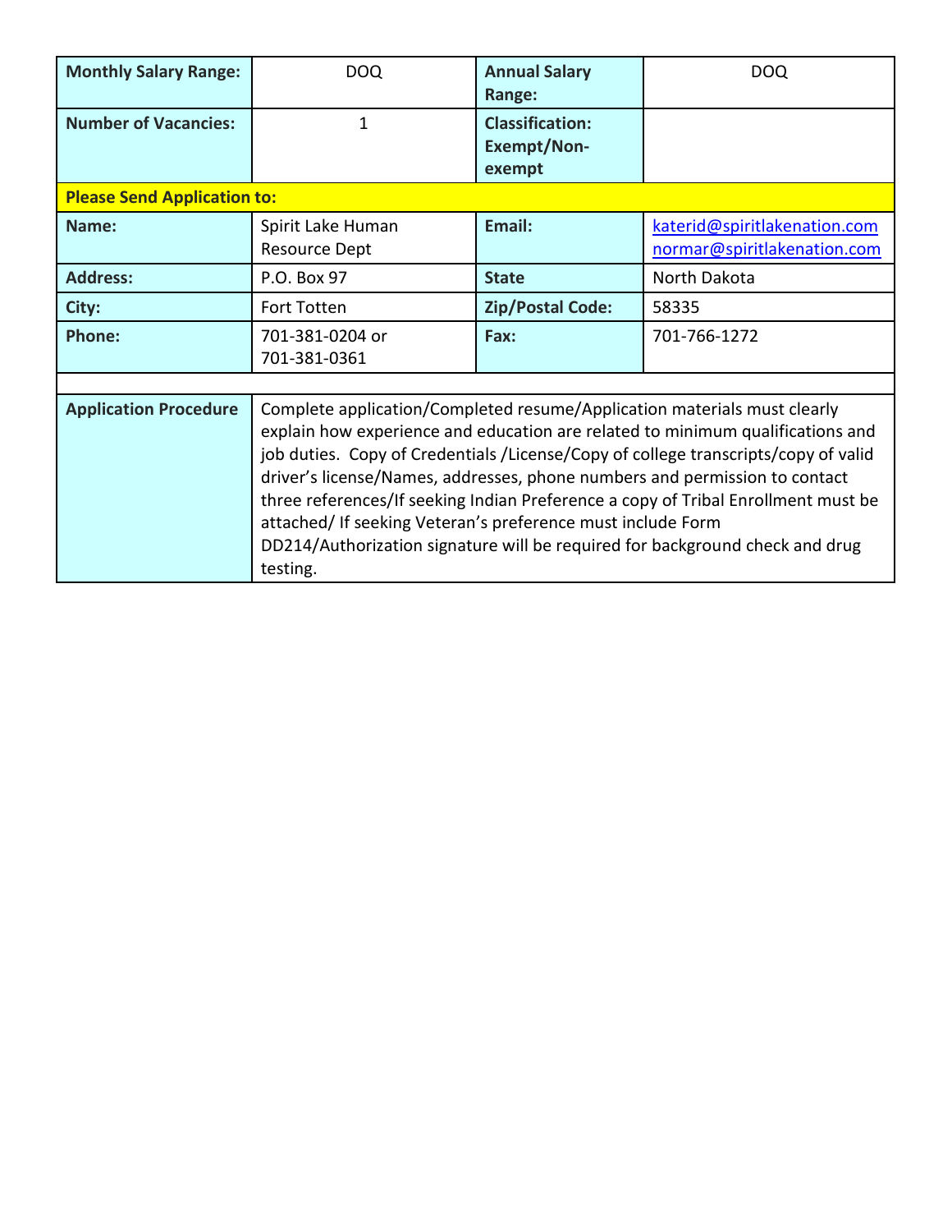| | | | |
|---|---|---|---|
| **Monthly Salary Range:** | DOQ | **Annual Salary Range:** | DOQ |
| **Number of Vacancies:** | 1 | **Classification: Exempt/Non-exempt** | |
| **Please Send Application to:** | | | |
| **Name:** | Spirit Lake Human Resource Dept | **Email:** | katerid@spiritlakenation.com normar@spiritlakenation.com |
| **Address:** | P.O. Box 97 | **State** | North Dakota |
| **City:** | Fort Totten | **Zip/Postal Code:** | 58335 |
| **Phone:** | 701-381-0204 or 701-381-0361 | **Fax:** | 701-766-1272 |

| | |
|---|---|
| **Application Procedure** | Complete application/Completed resume/Application materials must clearly explain how experience and education are related to minimum qualifications and job duties. Copy of Credentials /License/Copy of college transcripts/copy of valid driver's license/Names, addresses, phone numbers and permission to contact three references/If seeking Indian Preference a copy of Tribal Enrollment must be attached/ If seeking Veteran's preference must include Form DD214/Authorization signature will be required for background check and drug testing. |